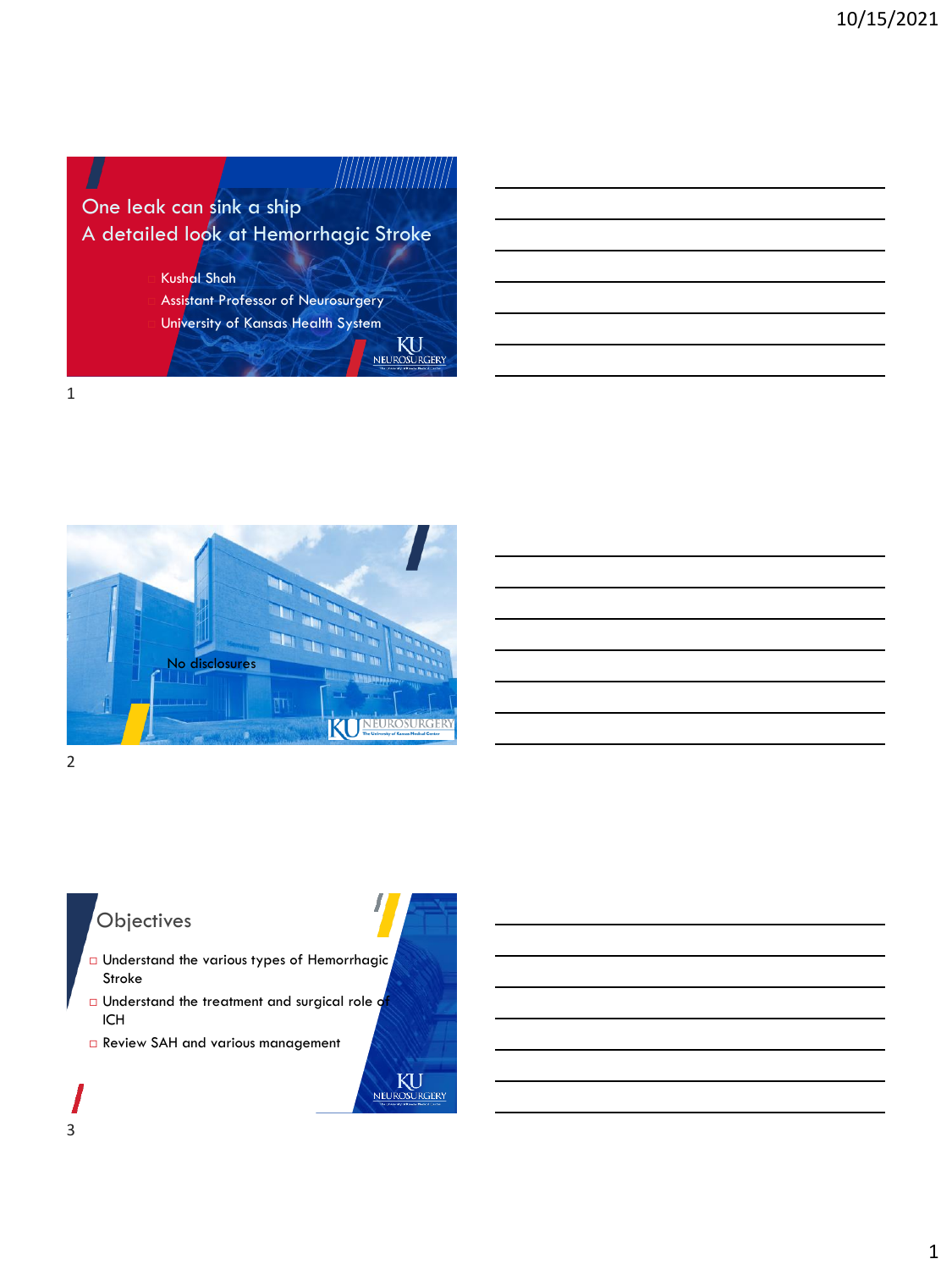# One leak can sink a ship
## A detailed look at Hemorrhagic Stroke

- Kushal Shah
- Assistant Professor of Neurosurgery
- University of Kansas Health System

KU NEUROSURGERY

---

No disclosures

KU NEUROSURGERY

---

## Objectives

- Understand the various types of Hemorrhagic Stroke
- Understand the treatment and surgical role of ICH
- Review SAH and various management

KU NEUROSURGERY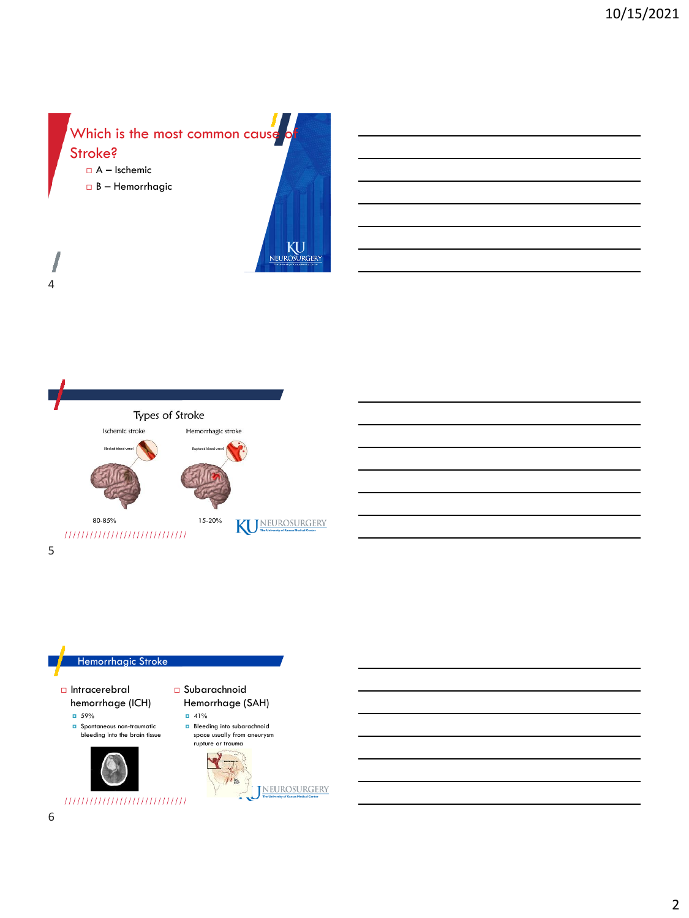## Which is the most common cause of Stroke?

- A – Ischemic
- B – Hemorrhagic

## Types of Stroke

Ischemic stroke

Blocked blood vessel

80-85%

Hemorrhagic stroke

Ruptured blood vessel

15-20%

## Hemorrhagic Stroke

- Intracerebral hemorrhage (ICH)
  - 59%
  - Spontaneous non-traumatic bleeding into the brain tissue
- Subarachnoid Hemorrhage (SAH)
  - 41%
  - Bleeding into subarachnoid space usually from aneurysm rupture or trauma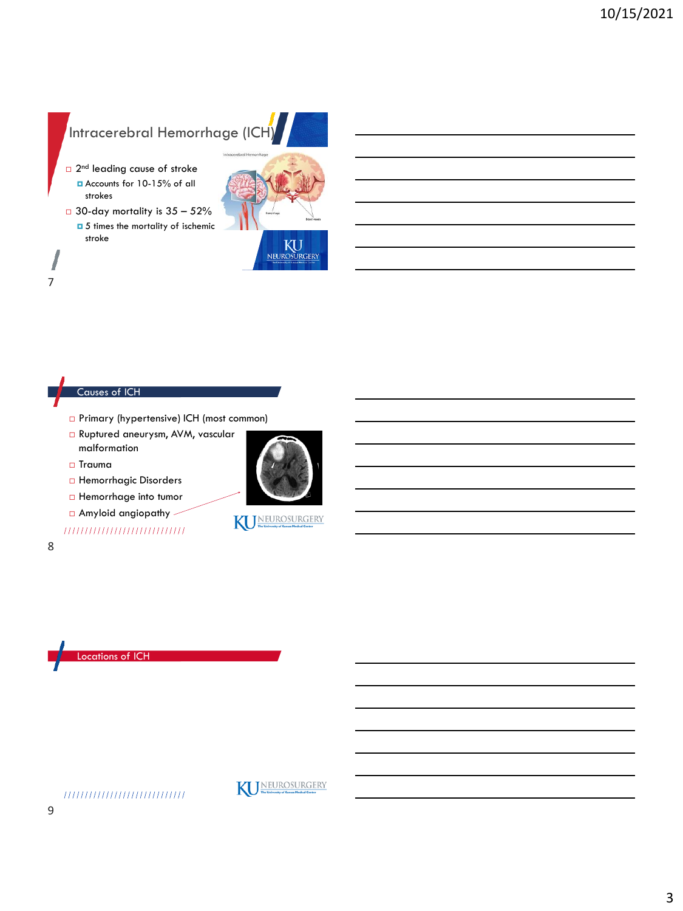## Intracerebral Hemorrhage (ICH)

- 2nd leading cause of stroke
  - Accounts for 10-15% of all strokes
- 30-day mortality is 35 – 52%
  - 5 times the mortality of ischemic stroke

## Causes of ICH

- Primary (hypertensive) ICH (most common)
- Ruptured aneurysm, AVM, vascular malformation
- Trauma
- Hemorrhagic Disorders
- Hemorrhage into tumor
- Amyloid angiopathy

## Locations of ICH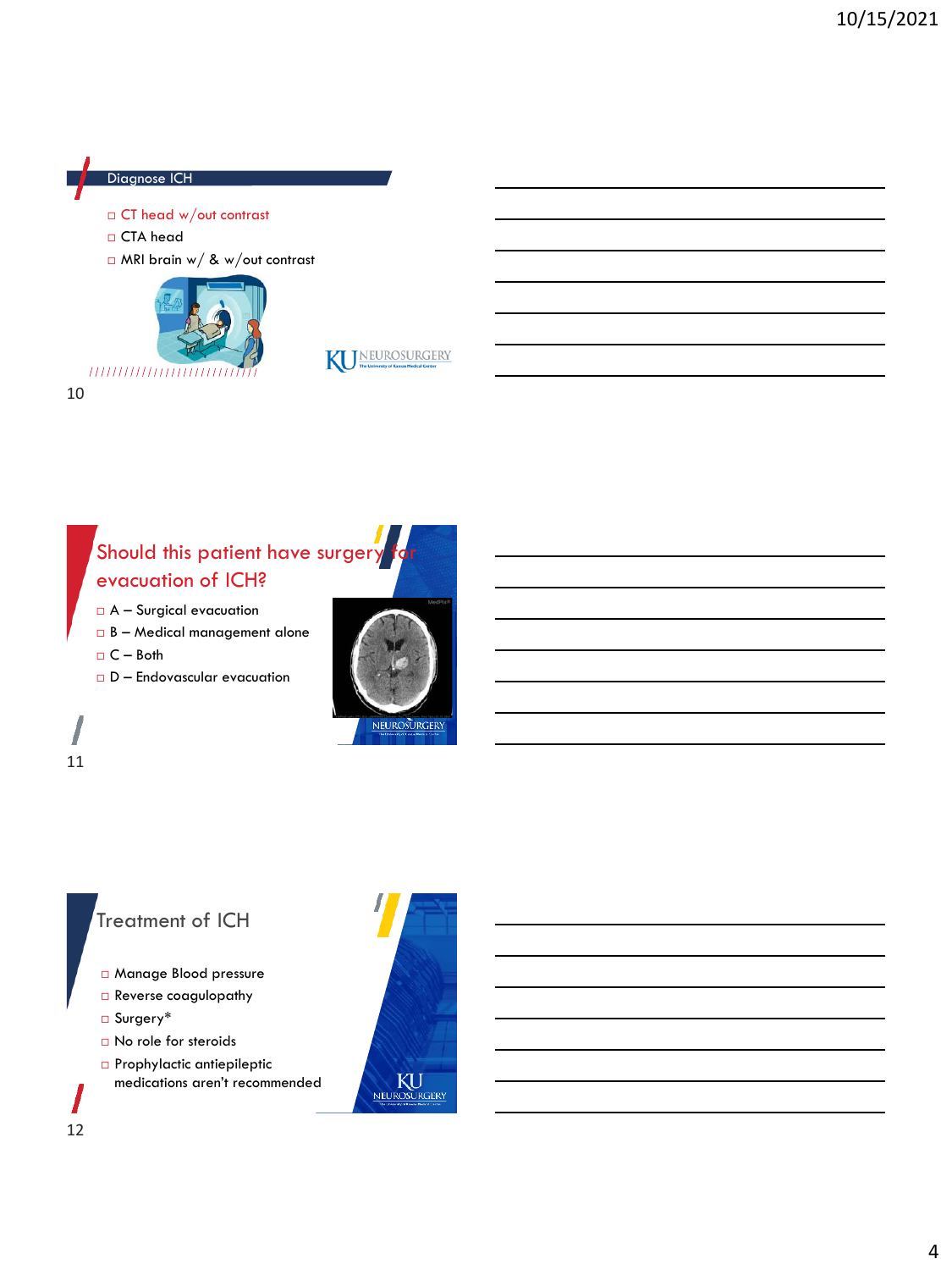## Diagnose ICH

- CT head w/out contrast
- CTA head
- MRI brain w/ & w/out contrast

## Should this patient have surgery for evacuation of ICH?

- A – Surgical evacuation
- B – Medical management alone
- C – Both
- D – Endovascular evacuation

## Treatment of ICH

- Manage Blood pressure
- Reverse coagulopathy
- Surgery*
- No role for steroids
- Prophylactic antiepileptic medications aren't recommended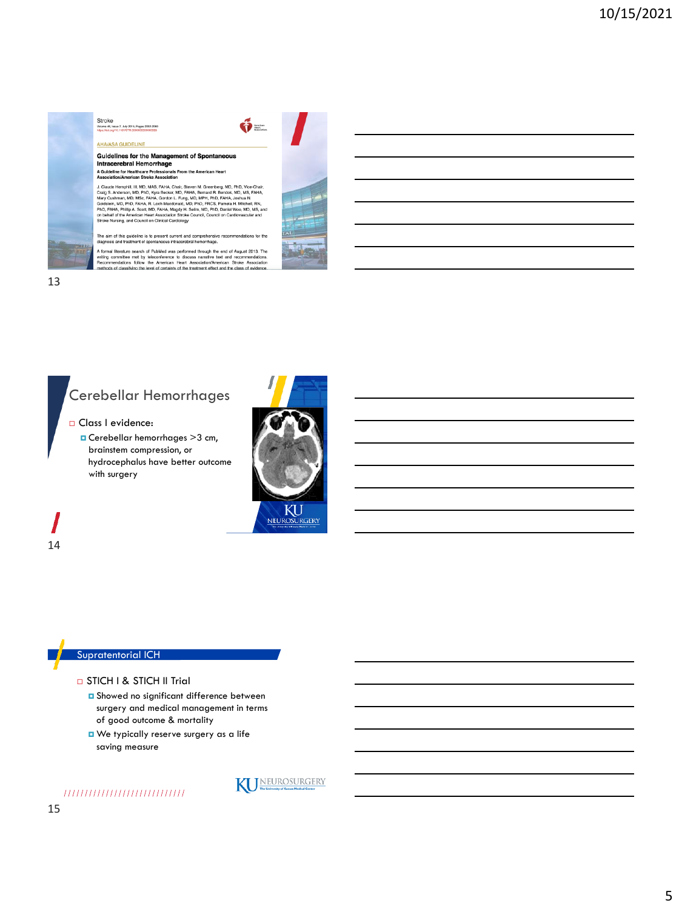Stroke

AHA/ASA GUIDELINE

**Guidelines for the Management of Spontaneous Intracerebral Hemorrhage**

**A Guideline for Healthcare Professionals From the American Heart Association/American Stroke Association**

J. Claude Hemphill, III, MD, MAS, FAHA, Chair; Steven M. Greenberg, MD, PhD, Vice-Chair; Craig S. Anderson, MD, PhD; Kyra Becker, MD, FAHA; Bernard R. Bendok, MD, MS, FAHA; Mary Cushman, MD, MSc, FAHA; Gordon L. Fung, MD, MPH, PhD, FAHA; Joshua N. Goldstein, MD, PhD, FAHA; R. Loch Macdonald, MD, PhD, FRCS; Pamela H. Mitchell, RN, PhD, FAHA; Phillip A. Scott, MD, FAHA; Magdy H. Selim, MD, PhD; Daniel Woo, MD, MS; and on behalf of the American Heart Association Stroke Council, Council on Cardiovascular and Stroke Nursing, and Council on Clinical Cardiology

The aim of this guideline is to present current and comprehensive recommendations for the diagnosis and treatment of spontaneous intracerebral hemorrhage.

A formal literature search of PubMed was performed through the end of August 2013. The writing committee met by teleconference to discuss narrative text and recommendations. Recommendations follow the American Heart Association/American Stroke Association methods of classifying the level of certainty of the treatment effect and the class of evidence.

## Cerebellar Hemorrhages

- Class I evidence:
  - Cerebellar hemorrhages >3 cm, brainstem compression, or hydrocephalus have better outcome with surgery

## Supratentorial ICH

- STICH I & STICH II Trial
  - Showed no significant difference between surgery and medical management in terms of good outcome & mortality
  - We typically reserve surgery as a life saving measure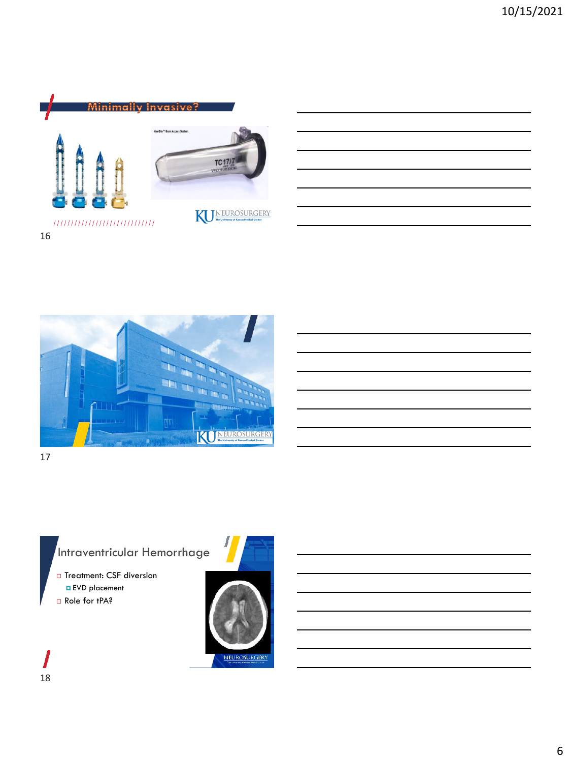## Minimally Invasive?

ViewSite™ Brain Access System

TC17/7

## Intraventricular Hemorrhage

- Treatment: CSF diversion
  - EVD placement
- Role for tPA?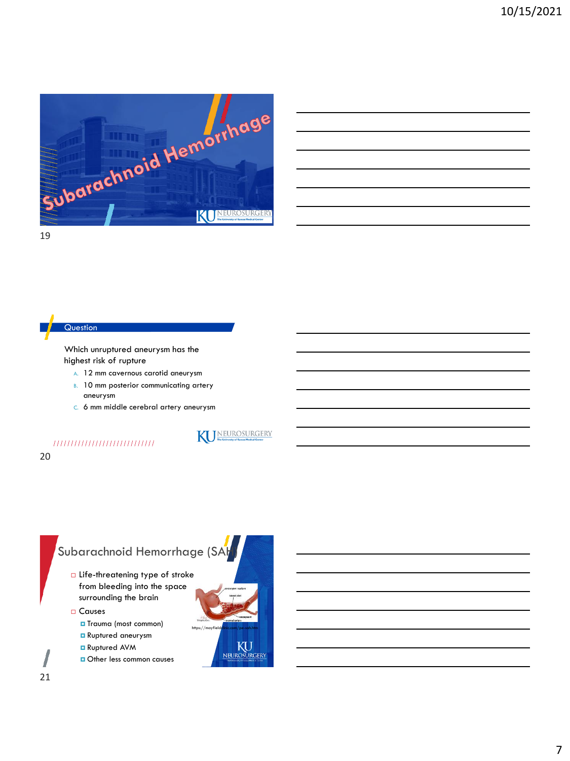# Subarachnoid Hemorrhage

## Question

Which unruptured aneurysm has the highest risk of rupture

A. 12 mm cavernous carotid aneurysm
B. 10 mm posterior communicating artery aneurysm
C. 6 mm middle cerebral artery aneurysm

## Subarachnoid Hemorrhage (SAH)

- Life-threatening type of stroke from bleeding into the space surrounding the brain
- Causes
  - Trauma (most common)
  - Ruptured aneurysm
  - Ruptured AVM
  - Other less common causes

https://mayfieldclinic.com/pe-sah.htm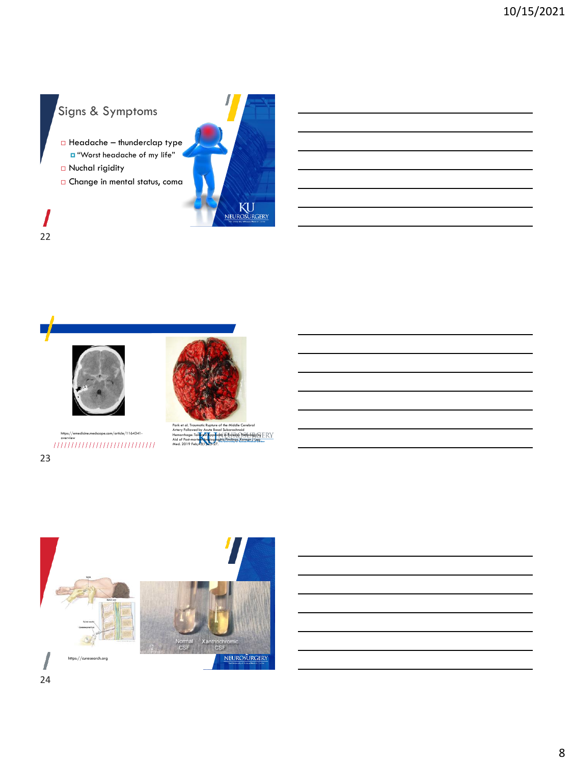## Signs & Symptoms

- Headache – thunderclap type
  - "Worst headache of my life"
- Nuchal rigidity
- Change in mental status, coma

https://emedicine.medscape.com/article/1164341-overview

Park et al. Traumatic Rupture of the Middle Cerebral Artery Followed by Acute Basal Subarachnoid Hemorrhage: Tailored Approach in Forensic Pathology by Aid of Post-mortem Angiographic Findings. Korean J Leg Med. 2019 Feb;43(1):23-27.

Normal CSF Xanthochromic CSF

https://curesearch.org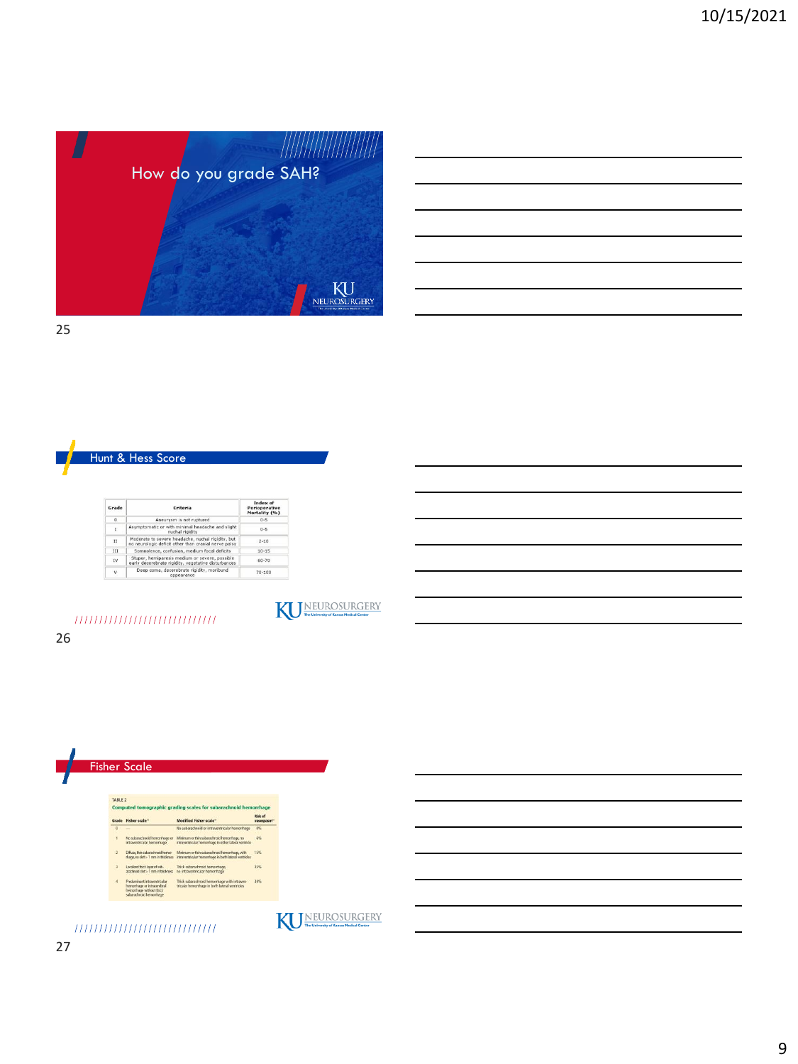# How do you grade SAH?

## Hunt & Hess Score

| Grade | Criteria | Index of Perioperative Mortality (%) |
|---|---|---|
| 0 | Aneurysm is not ruptured | 0-5 |
| I | Asymptomatic or with minimal headache and slight nuchal rigidity | 0-5 |
| II | Moderate to severe headache, nuchal rigidity, but no neurologic deficit other than cranial nerve palsy | 2-10 |
| III | Somnolence, confusion, medium focal deficits | 10-15 |
| IV | Stupor, hemiparesis medium or severe, possible early decerebrate rigidity, vegetative disturbances | 60-70 |
| V | Deep coma, decerebrate rigidity, moribund appearance | 70-100 |

## Fisher Scale

TABLE 2

**Computed tomographic grading scales for subarachnoid hemorrhage**

| Grade | Fisher scale | Modified Fisher scale | Risk of vasospasm |
|---|---|---|---|
| 0 | — | No subarachnoid or intraventricular hemorrhage | 0% |
| 1 | No subarachnoid hemorrhage or intraventricular hemorrhage | Minimum or thin subarachnoid hemorrhage, no intraventricular hemorrhage in either lateral ventricle | 6% |
| 2 | Diffuse, thin subarachnoid hemorrhage, no clot > 1 mm in thickness | Minimum or thin subarachnoid hemorrhage, with intraventricular hemorrhage in both lateral ventricles | 15% |
| 3 | Localized thick layer of subarachnoid clot > 1 mm in thickness | Thick subarachnoid hemorrhage, no intraventricular hemorrhage | 35% |
| 4 | Predominant intraventricular hemorrhage or intracerebral hemorrhage without thick subarachnoid hemorrhage | Thick subarachnoid hemorrhage with intraventricular hemorrhage in both lateral ventricles | 34% |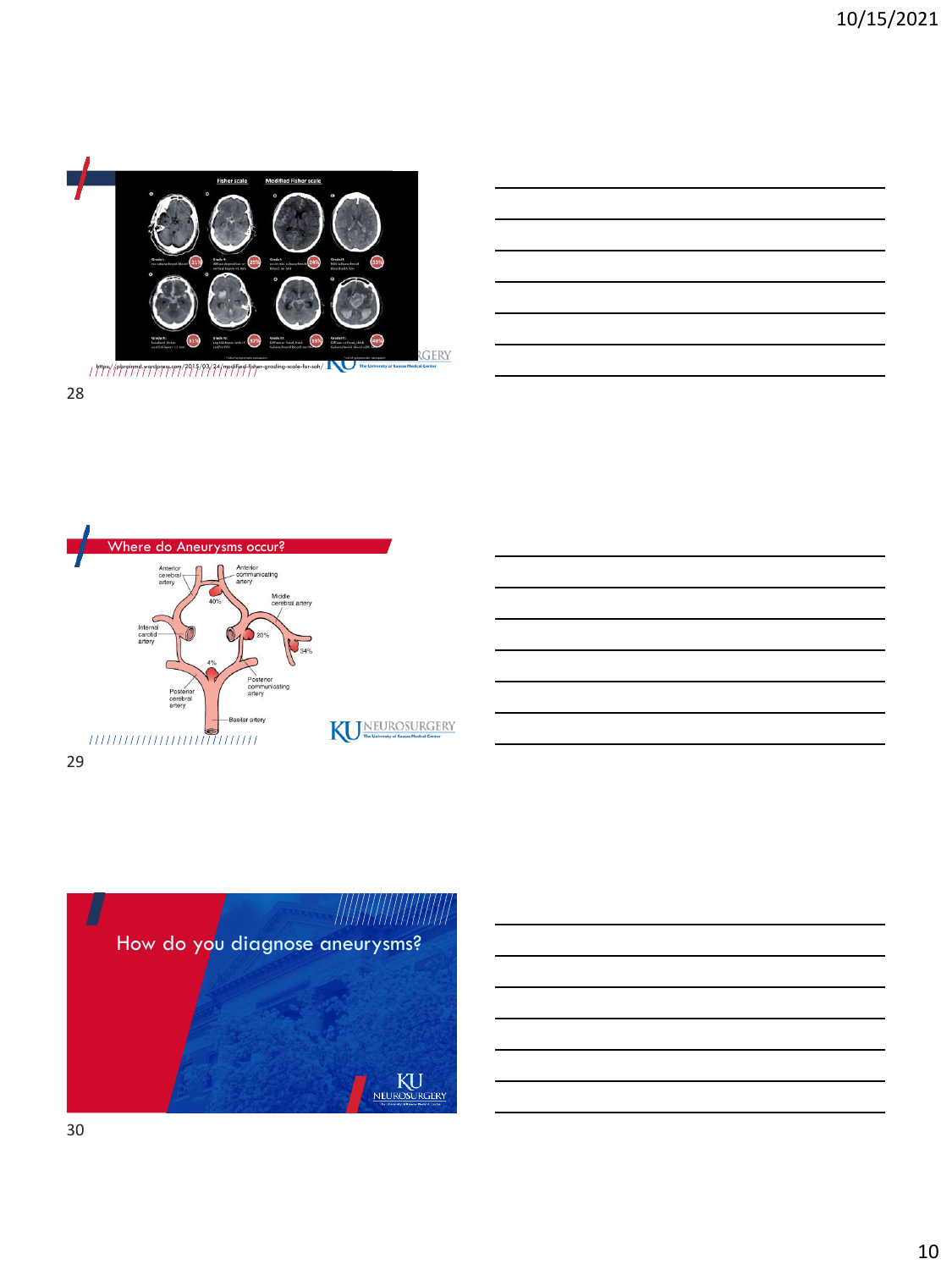Fisher scale | Modified Fisher scale

https://jobrainmd.wordpress.com/2015/03/24/modified-fisher-grading-scale-for-sah/

## Where do Aneurysms occur?

Anterior cerebral artery

Anterior communicating artery

40%

Middle cerebral artery

Internal carotid artery

20%

34%

4%

Posterior communicating artery

Posterior cerebral artery

Basilar artery

## How do you diagnose aneurysms?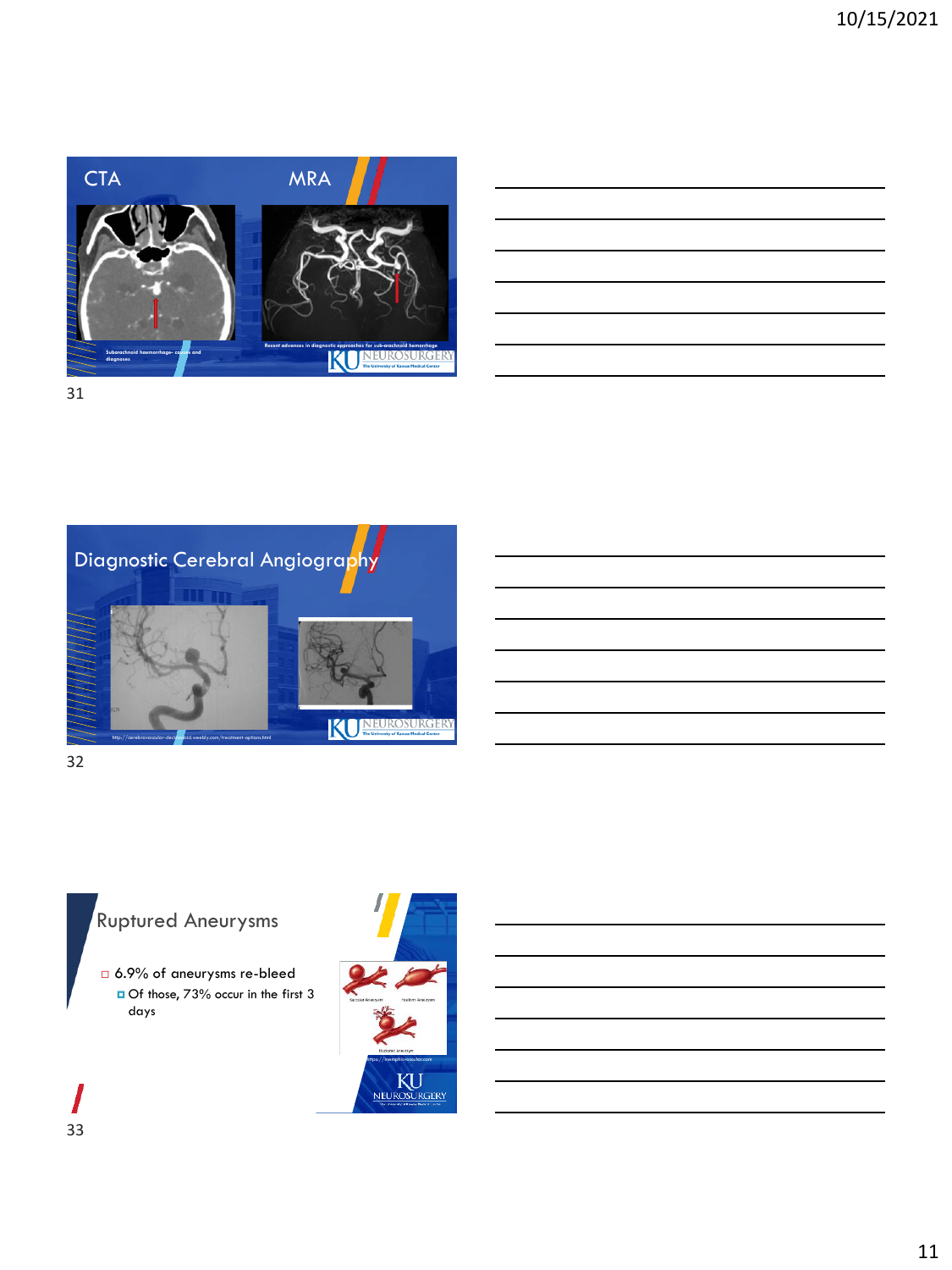## CTA MRA

Subarachnoid haemorrhage- causes and diagnoses

Recent advances in diagnostic approaches for sub-arachnoid hemorrhage

## Diagnostic Cerebral Angiography

http://cerebrovascular-decisionaid.weebly.com/treatment-options.html

## Ruptured Aneurysms

- 6.9% of aneurysms re-bleed
  - Of those, 73% occur in the first 3 days

Saccular Aneurysm · Fusiform Aneurysm · Ruptured Aneurysm

https://memphisvascular.com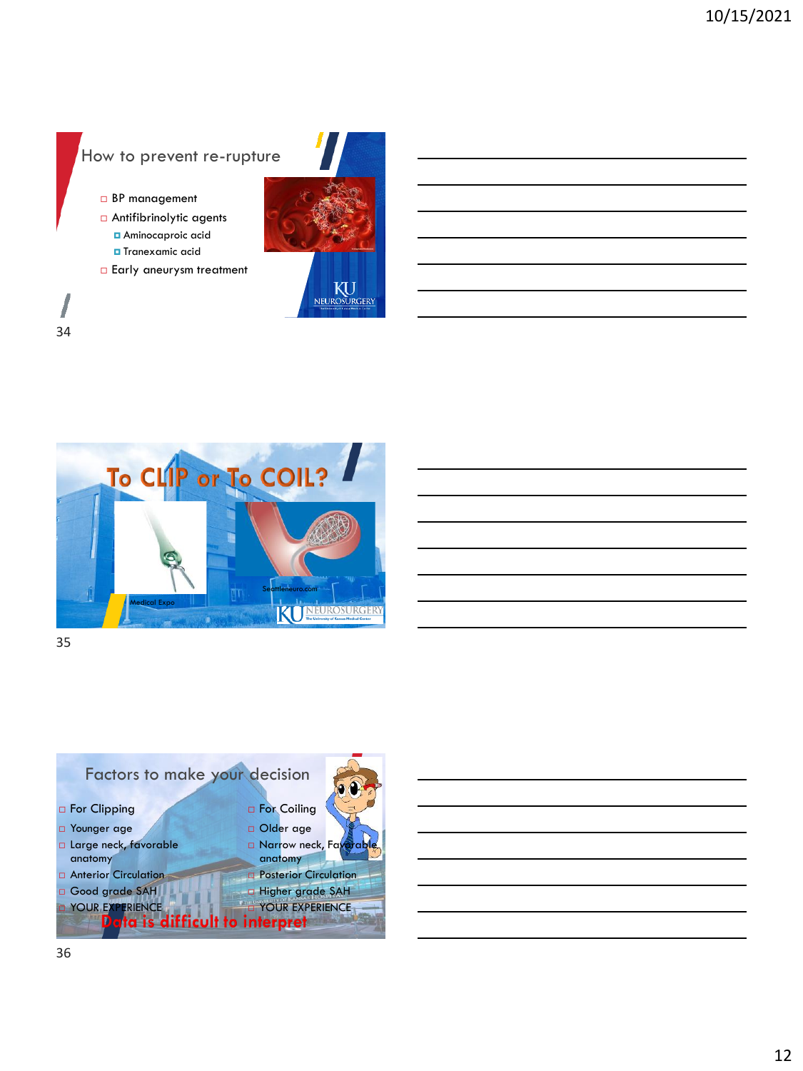## How to prevent re-rupture

- BP management
- Antifibrinolytic agents
  - Aminocaproic acid
  - Tranexamic acid
- Early aneurysm treatment

## To CLIP or To COIL?

Medical Expo

Seattleneuro.com

## Factors to make your decision

- For Clipping
- Younger age
- Large neck, favorable anatomy
- Anterior Circulation
- Good grade SAH
- YOUR EXPERIENCE

- For Coiling
- Older age
- Narrow neck, Favorable anatomy
- Posterior Circulation
- Higher grade SAH
- YOUR EXPERIENCE

**Data is difficult to interpret**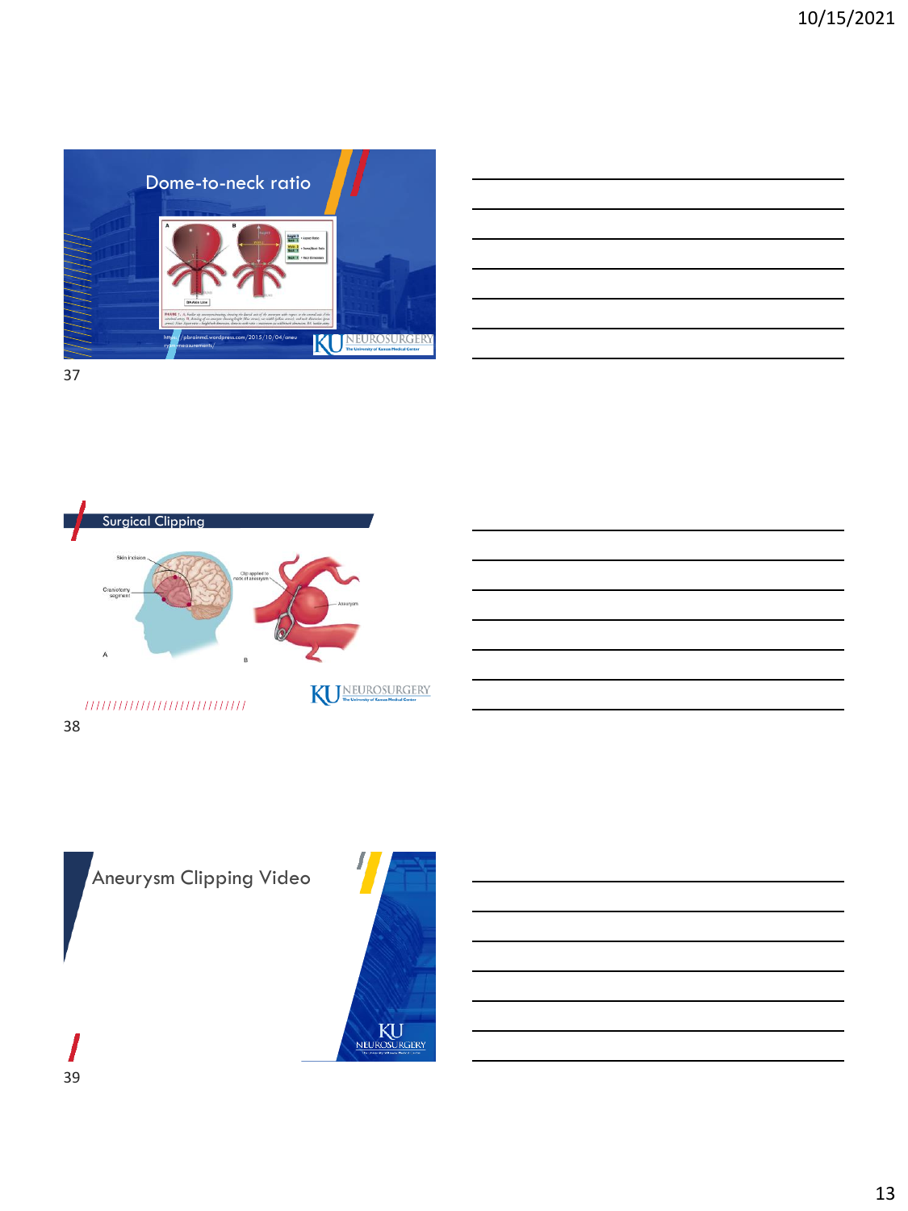## Dome-to-neck ratio

https://pbrainmd.wordpress.com/2015/10/04/aneurysm-measurements/

## Surgical Clipping

Skin incision

Craniotomy segment

Clip applied to neck of aneurysm

Aneurysm

A

B

## Aneurysm Clipping Video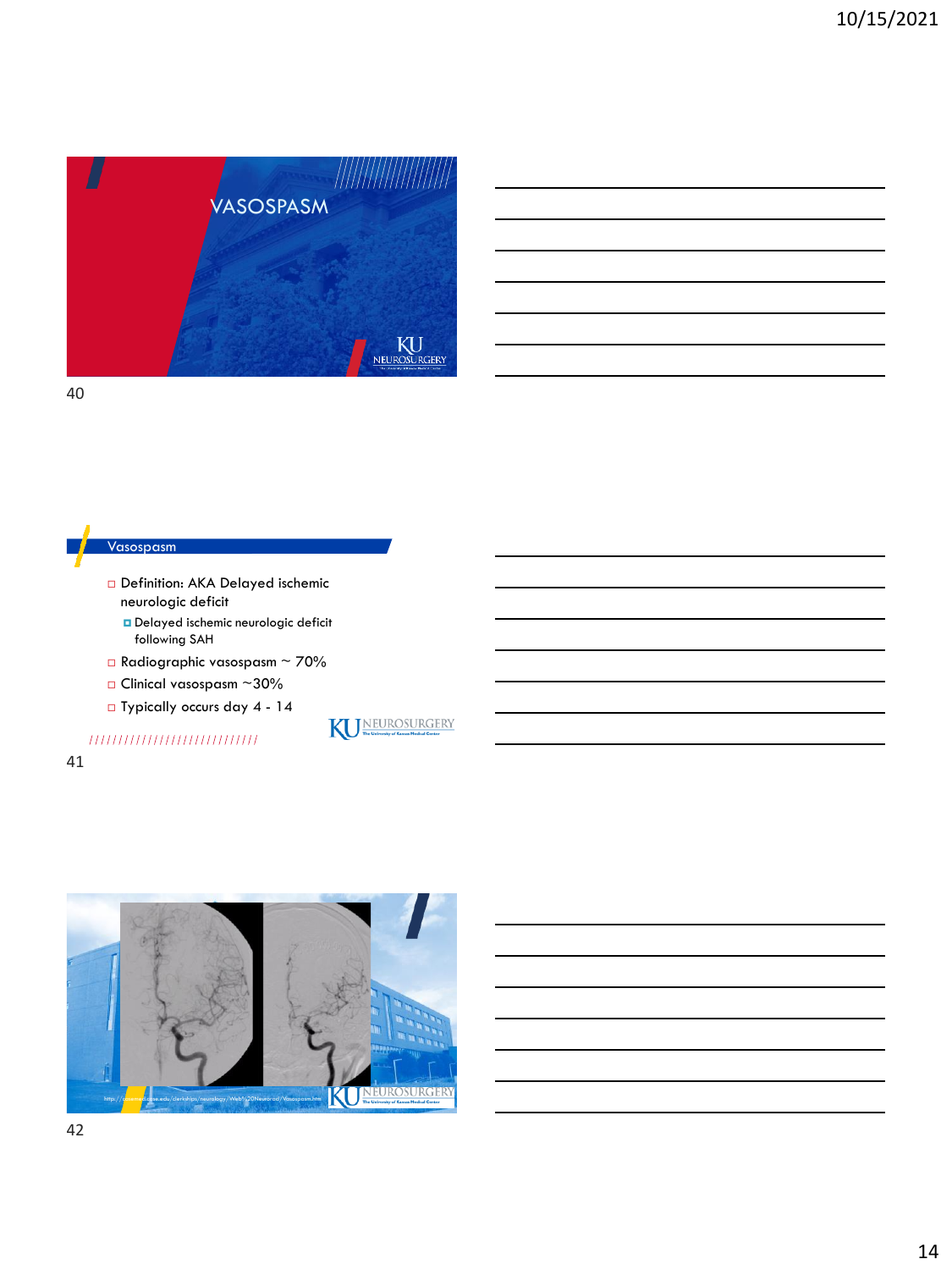# VASOSPASM

## Vasospasm

- Definition: AKA Delayed ischemic neurologic deficit
  - Delayed ischemic neurologic deficit following SAH
- Radiographic vasospasm ~ 70%
- Clinical vasospasm ~30%
- Typically occurs day 4 - 14

http://casemed.case.edu/clerkships/neurology/Web%20Neurorad/Vasospasm.htm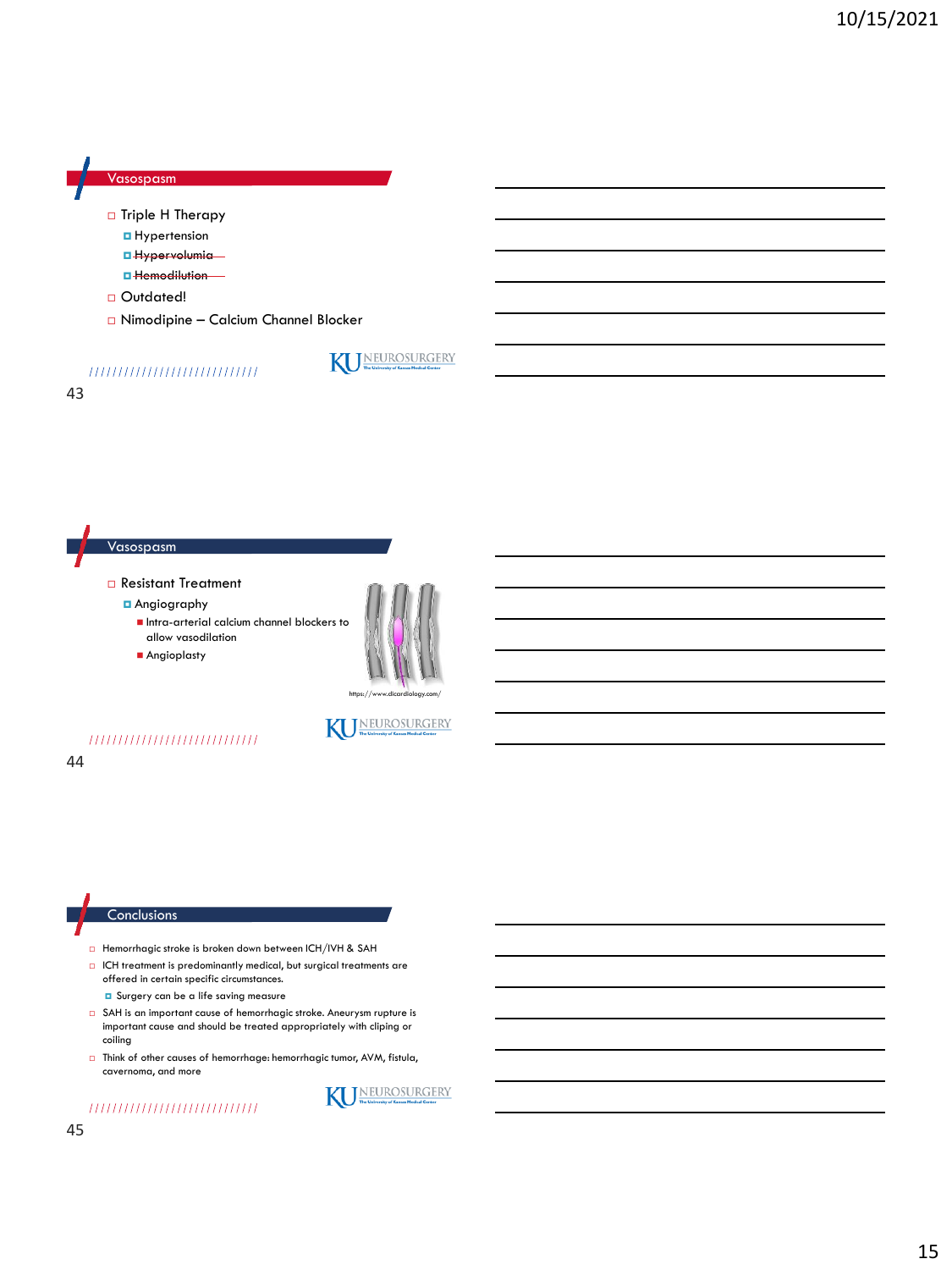## Vasospasm

- Triple H Therapy
  - Hypertension
  - ~~Hypervolumia~~
  - ~~Hemodilution~~
- Outdated!
- Nimodipine – Calcium Channel Blocker

## Vasospasm

- Resistant Treatment
  - Angiography
    - Intra-arterial calcium channel blockers to allow vasodilation
    - Angioplasty

https://www.dicardiology.com/

## Conclusions

- Hemorrhagic stroke is broken down between ICH/IVH & SAH
- ICH treatment is predominantly medical, but surgical treatments are offered in certain specific circumstances.
  - Surgery can be a life saving measure
- SAH is an important cause of hemorrhagic stroke. Aneurysm rupture is important cause and should be treated appropriately with cliping or coiling
- Think of other causes of hemorrhage: hemorrhagic tumor, AVM, fistula, cavernoma, and more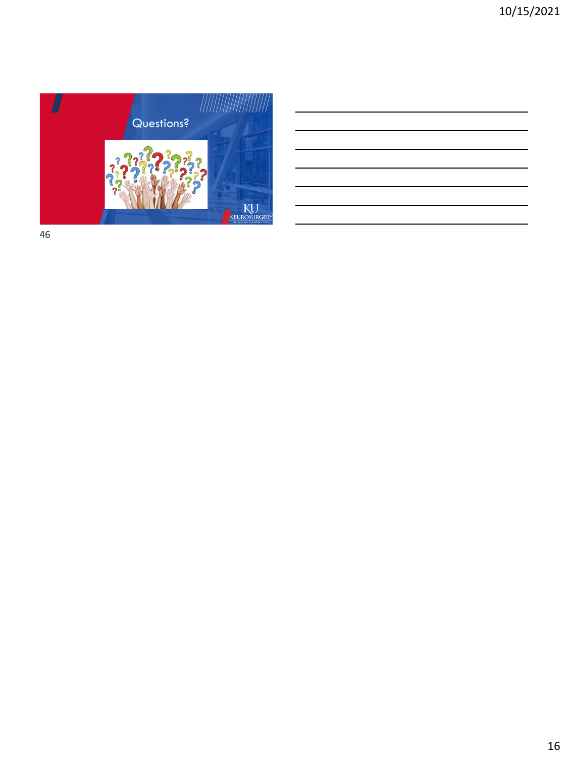Questions?

KU NEUROSURGERY

46